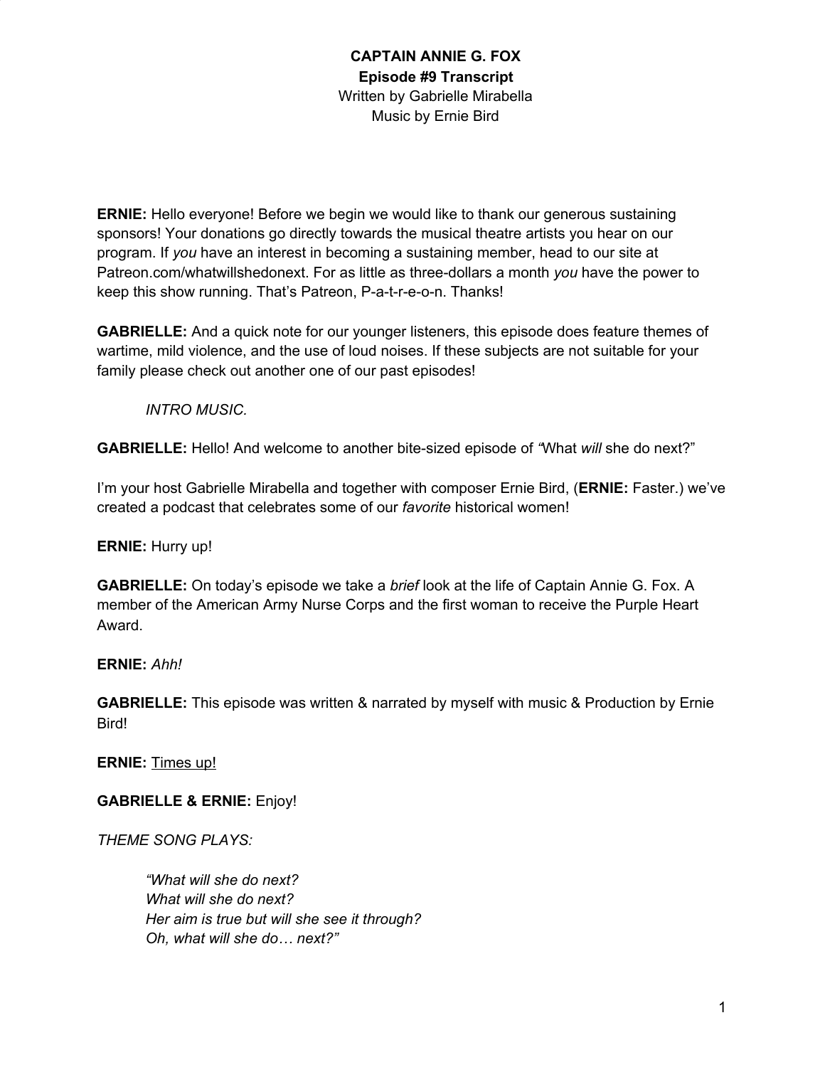**CAPTAIN ANNIE G. FOX**
**Episode #9 Transcript**
Written by Gabrielle Mirabella
Music by Ernie Bird

**ERNIE:** Hello everyone! Before we begin we would like to thank our generous sustaining sponsors! Your donations go directly towards the musical theatre artists you hear on our program. If *you* have an interest in becoming a sustaining member, head to our site at Patreon.com/whatwillshedonext. For as little as three-dollars a month *you* have the power to keep this show running. That's Patreon, P-a-t-r-e-o-n. Thanks!

**GABRIELLE:** And a quick note for our younger listeners, this episode does feature themes of wartime, mild violence, and the use of loud noises. If these subjects are not suitable for your family please check out another one of our past episodes!

*INTRO MUSIC.*

**GABRIELLE:** Hello! And welcome to another bite-sized episode of *"*What *will* she do next?"

I'm your host Gabrielle Mirabella and together with composer Ernie Bird, (**ERNIE:** Faster.) we've created a podcast that celebrates some of our *favorite* historical women!

**ERNIE:** Hurry up!

**GABRIELLE:** On today's episode we take a *brief* look at the life of Captain Annie G. Fox. A member of the American Army Nurse Corps and the first woman to receive the Purple Heart Award.

**ERNIE:** *Ahh!*

**GABRIELLE:** This episode was written & narrated by myself with music & Production by Ernie Bird!

**ERNIE:** <u>Times up!</u>

**GABRIELLE & ERNIE:** Enjoy!

*THEME SONG PLAYS:*

*"What will she do next?*
*What will she do next?*
*Her aim is true but will she see it through?*
*Oh, what will she do… next?"*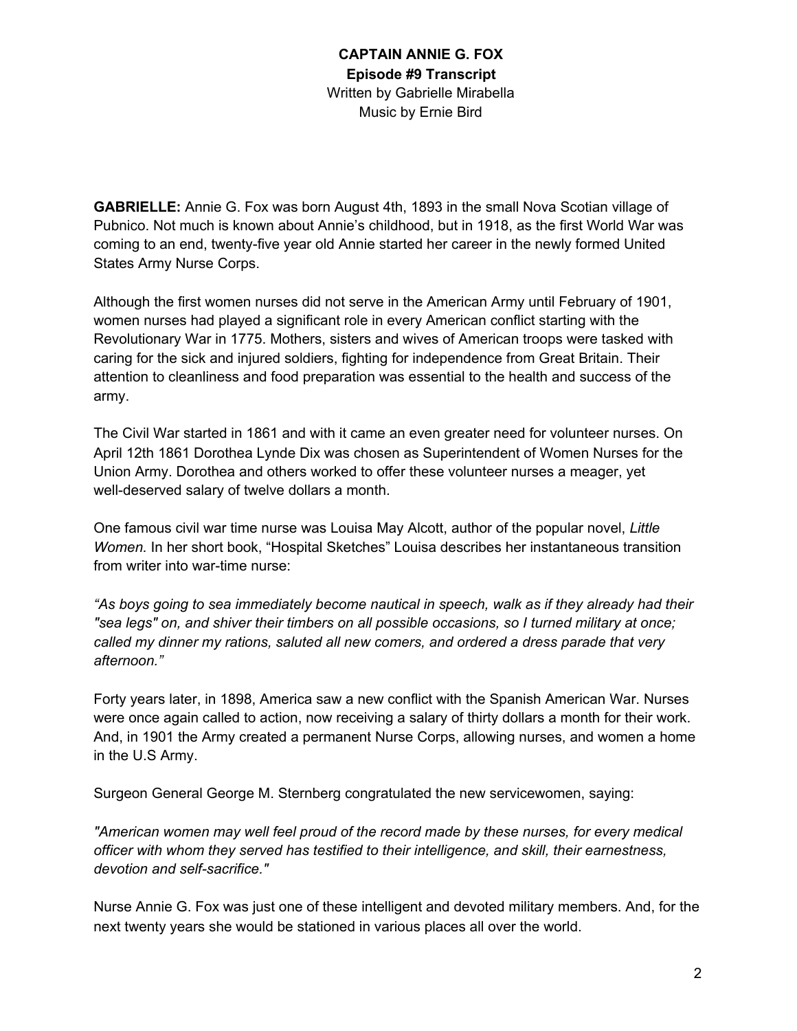**CAPTAIN ANNIE G. FOX**
**Episode #9 Transcript**
Written by Gabrielle Mirabella
Music by Ernie Bird

**GABRIELLE:** Annie G. Fox was born August 4th, 1893 in the small Nova Scotian village of Pubnico. Not much is known about Annie's childhood, but in 1918, as the first World War was coming to an end, twenty-five year old Annie started her career in the newly formed United States Army Nurse Corps.

Although the first women nurses did not serve in the American Army until February of 1901, women nurses had played a significant role in every American conflict starting with the Revolutionary War in 1775. Mothers, sisters and wives of American troops were tasked with caring for the sick and injured soldiers, fighting for independence from Great Britain. Their attention to cleanliness and food preparation was essential to the health and success of the army.

The Civil War started in 1861 and with it came an even greater need for volunteer nurses. On April 12th 1861 Dorothea Lynde Dix was chosen as Superintendent of Women Nurses for the Union Army. Dorothea and others worked to offer these volunteer nurses a meager, yet well-deserved salary of twelve dollars a month.

One famous civil war time nurse was Louisa May Alcott, author of the popular novel, *Little Women.* In her short book, "Hospital Sketches" Louisa describes her instantaneous transition from writer into war-time nurse:

*"As boys going to sea immediately become nautical in speech, walk as if they already had their "sea legs" on, and shiver their timbers on all possible occasions, so I turned military at once; called my dinner my rations, saluted all new comers, and ordered a dress parade that very afternoon."*

Forty years later, in 1898, America saw a new conflict with the Spanish American War. Nurses were once again called to action, now receiving a salary of thirty dollars a month for their work. And, in 1901 the Army created a permanent Nurse Corps, allowing nurses, and women a home in the U.S Army.

Surgeon General George M. Sternberg congratulated the new servicewomen, saying:

*"American women may well feel proud of the record made by these nurses, for every medical officer with whom they served has testified to their intelligence, and skill, their earnestness, devotion and self-sacrifice."*

Nurse Annie G. Fox was just one of these intelligent and devoted military members. And, for the next twenty years she would be stationed in various places all over the world.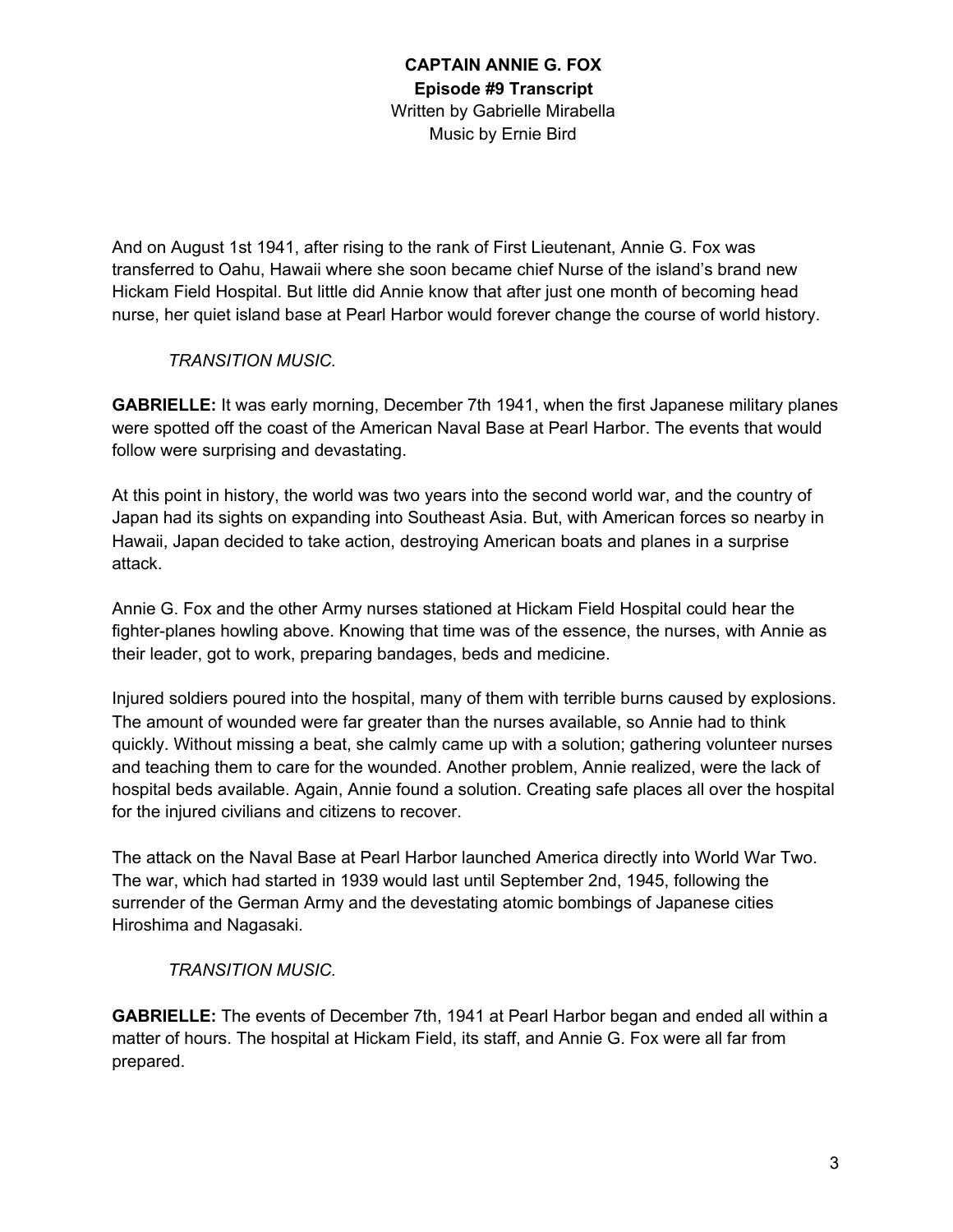**CAPTAIN ANNIE G. FOX**
**Episode #9 Transcript**
Written by Gabrielle Mirabella
Music by Ernie Bird

And on August 1st 1941, after rising to the rank of First Lieutenant, Annie G. Fox was transferred to Oahu, Hawaii where she soon became chief Nurse of the island's brand new Hickam Field Hospital. But little did Annie know that after just one month of becoming head nurse, her quiet island base at Pearl Harbor would forever change the course of world history.

*TRANSITION MUSIC.*

**GABRIELLE:** It was early morning, December 7th 1941, when the first Japanese military planes were spotted off the coast of the American Naval Base at Pearl Harbor. The events that would follow were surprising and devastating.

At this point in history, the world was two years into the second world war, and the country of Japan had its sights on expanding into Southeast Asia. But, with American forces so nearby in Hawaii, Japan decided to take action, destroying American boats and planes in a surprise attack.

Annie G. Fox and the other Army nurses stationed at Hickam Field Hospital could hear the fighter-planes howling above. Knowing that time was of the essence, the nurses, with Annie as their leader, got to work, preparing bandages, beds and medicine.

Injured soldiers poured into the hospital, many of them with terrible burns caused by explosions. The amount of wounded were far greater than the nurses available, so Annie had to think quickly. Without missing a beat, she calmly came up with a solution; gathering volunteer nurses and teaching them to care for the wounded. Another problem, Annie realized, were the lack of hospital beds available. Again, Annie found a solution. Creating safe places all over the hospital for the injured civilians and citizens to recover.

The attack on the Naval Base at Pearl Harbor launched America directly into World War Two. The war, which had started in 1939 would last until September 2nd, 1945, following the surrender of the German Army and the devestating atomic bombings of Japanese cities Hiroshima and Nagasaki.

*TRANSITION MUSIC.*

**GABRIELLE:** The events of December 7th, 1941 at Pearl Harbor began and ended all within a matter of hours. The hospital at Hickam Field, its staff, and Annie G. Fox were all far from prepared.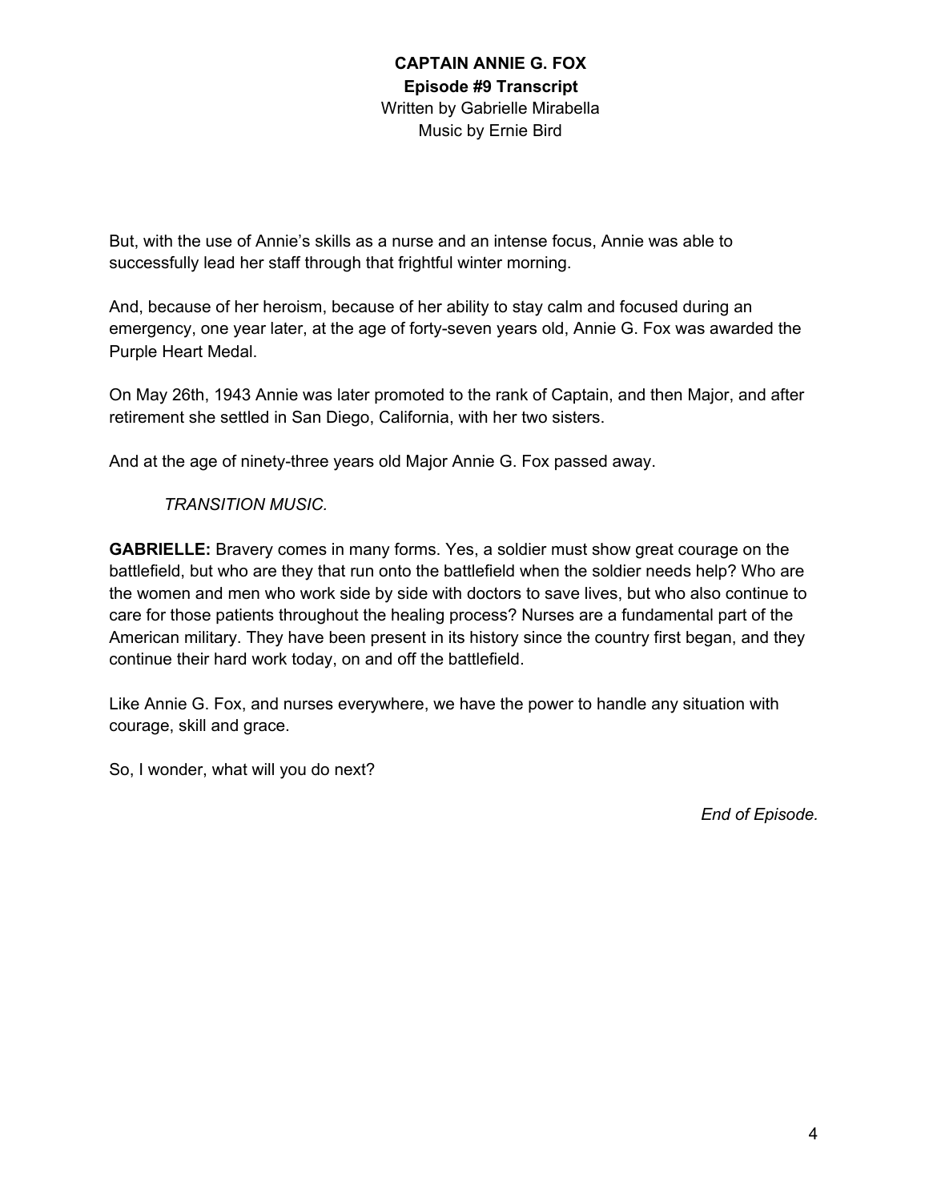**CAPTAIN ANNIE G. FOX**
**Episode #9 Transcript**
Written by Gabrielle Mirabella
Music by Ernie Bird

But, with the use of Annie's skills as a nurse and an intense focus, Annie was able to successfully lead her staff through that frightful winter morning.

And, because of her heroism, because of her ability to stay calm and focused during an emergency, one year later, at the age of forty-seven years old, Annie G. Fox was awarded the Purple Heart Medal.

On May 26th, 1943 Annie was later promoted to the rank of Captain, and then Major, and after retirement she settled in San Diego, California, with her two sisters.

And at the age of ninety-three years old Major Annie G. Fox passed away.

*TRANSITION MUSIC.*

**GABRIELLE:** Bravery comes in many forms. Yes, a soldier must show great courage on the battlefield, but who are they that run onto the battlefield when the soldier needs help? Who are the women and men who work side by side with doctors to save lives, but who also continue to care for those patients throughout the healing process? Nurses are a fundamental part of the American military. They have been present in its history since the country first began, and they continue their hard work today, on and off the battlefield.

Like Annie G. Fox, and nurses everywhere, we have the power to handle any situation with courage, skill and grace.

So, I wonder, what will you do next?

*End of Episode.*